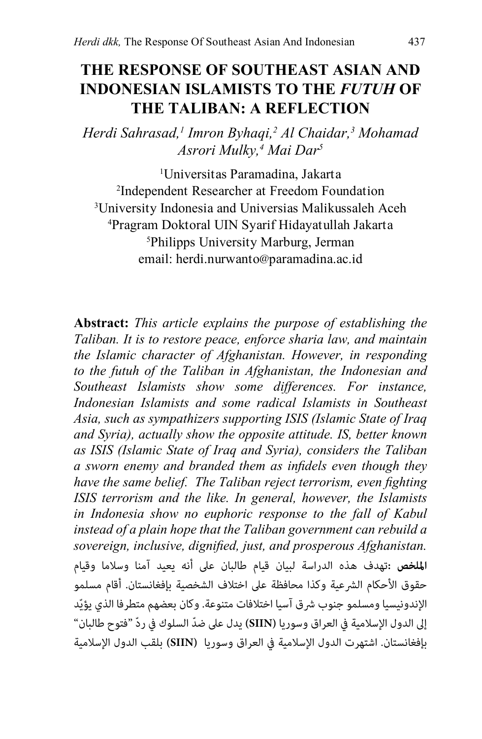# THE RESPONSE OF SOUTHEAST ASIAN AND INDONESIAN ISLAMISTS TO THE *FUTUH* OF THE TALIBAN: A REFLECTION

*Herdi Sahrasad,[1] Imron Byhaqi,[2] Al Chaidar,[3] Mohamad Asrori Mulky,[4] Mai Dar[5]*

[1]Universitas Paramadina, Jakarta
[2]Independent Researcher at Freedom Foundation
[3]University Indonesia and Universias Malikussaleh Aceh
[4]Pragram Doktoral UIN Syarif Hidayatullah Jakarta
[5]Philipps University Marburg, Jerman
email: herdi.nurwanto@paramadina.ac.id

**Abstract:** *This article explains the purpose of establishing the Taliban. It is to restore peace, enforce sharia law, and maintain the Islamic character of Afghanistan. However, in responding to the futuh of the Taliban in Afghanistan, the Indonesian and Southeast Islamists show some differences. For instance, Indonesian Islamists and some radical Islamists in Southeast Asia, such as sympathizers supporting ISIS (Islamic State of Iraq and Syria), actually show the opposite attitude. IS, better known as ISIS (Islamic State of Iraq and Syria), considers the Taliban a sworn enemy and branded them as infidels even though they have the same belief. The Taliban reject terrorism, even fighting ISIS terrorism and the like. In general, however, the Islamists in Indonesia show no euphoric response to the fall of Kabul instead of a plain hope that the Taliban government can rebuild a sovereign, inclusive, dignified, just, and prosperous Afghanistan.*

**الملخص:** تهدف هذه الدراسة لبيان قيام طالبان على أنه يعيد آمنا وسلاما وقيام حقوق الأحكام الشرعية وكذا محافظة على اختلاف الشخصية بإفغانستان. أقام مسلمو الإندونيسيا ومسلمو جنوب شرق آسيا اختلافات متنوعة. وكان بعضهم متطرفا الذي يؤيّد إلى الدول الإسلامية في العراق وسوريا (**SIIN**) يدل على ضدّ السلوك في ردّ "فتوح طالبان" بإفغانستان. اشتهرت الدول الإسلامية في العراق وسوريا (**SIIN**) بلقب الدول الإسلامية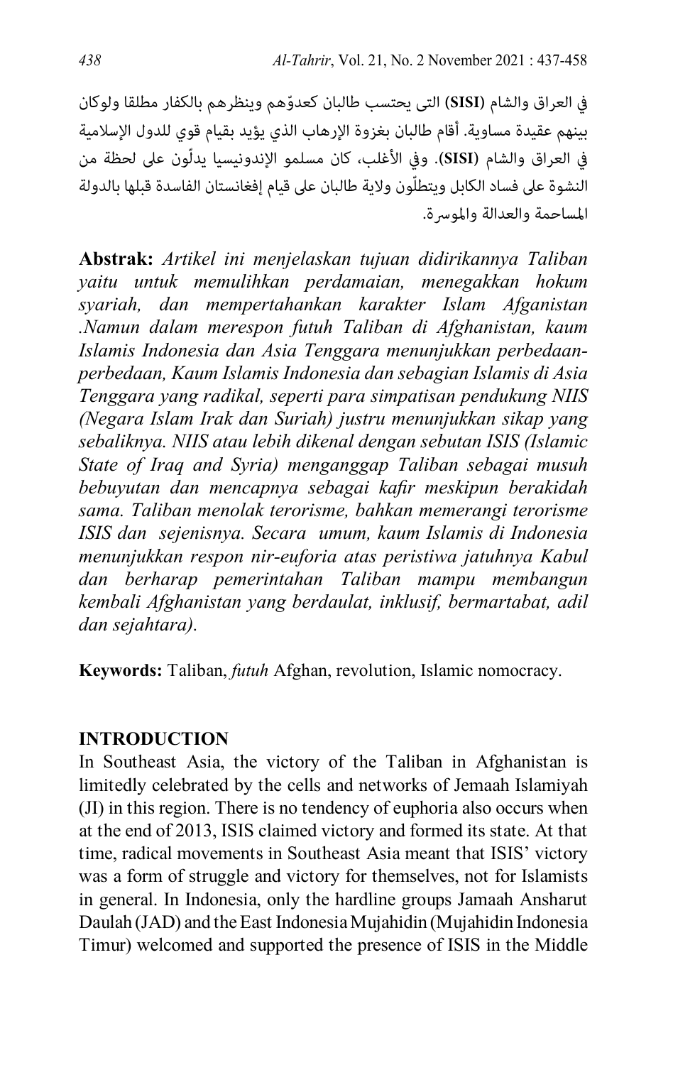في العراق والشام (**SISI**) التى يحتسب طالبان كعدوّهم وينظرهم بالكفار مطلقا ولوكان بينهم عقيدة مساوية. أقام طالبان بغزوة الإرهاب الذي يؤيد بقيام قوي للدول الإسلامية في العراق والشام (**SISI**). وفي الأغلب، كان مسلمو الإندونيسيا يدلّون على لحظة من النشوة على فساد الكابل ويتطلّون ولاية طالبان على قيام إفغانستان الفاسدة قبلها بالدولة المساحمة والعدالة والموسرة.

**Abstrak:** *Artikel ini menjelaskan tujuan didirikannya Taliban yaitu untuk memulihkan perdamaian, menegakkan hokum syariah, dan mempertahankan karakter Islam Afganistan .Namun dalam merespon futuh Taliban di Afghanistan, kaum Islamis Indonesia dan Asia Tenggara menunjukkan perbedaan-perbedaan, Kaum Islamis Indonesia dan sebagian Islamis di Asia Tenggara yang radikal, seperti para simpatisan pendukung NIIS (Negara Islam Irak dan Suriah) justru menunjukkan sikap yang sebaliknya. NIIS atau lebih dikenal dengan sebutan ISIS (Islamic State of Iraq and Syria) menganggap Taliban sebagai musuh bebuyutan dan mencapnya sebagai kafir meskipun berakidah sama. Taliban menolak terorisme, bahkan memerangi terorisme ISIS dan sejenisnya. Secara umum, kaum Islamis di Indonesia menunjukkan respon nir-euforia atas peristiwa jatuhnya Kabul dan berharap pemerintahan Taliban mampu membangun kembali Afghanistan yang berdaulat, inklusif, bermartabat, adil dan sejahtera).*

**Keywords:** Taliban, *futuh* Afghan, revolution, Islamic nomocracy.

## INTRODUCTION

In Southeast Asia, the victory of the Taliban in Afghanistan is limitedly celebrated by the cells and networks of Jemaah Islamiyah (JI) in this region. There is no tendency of euphoria also occurs when at the end of 2013, ISIS claimed victory and formed its state. At that time, radical movements in Southeast Asia meant that ISIS' victory was a form of struggle and victory for themselves, not for Islamists in general. In Indonesia, only the hardline groups Jamaah Ansharut Daulah (JAD) and the East Indonesia Mujahidin (Mujahidin Indonesia Timur) welcomed and supported the presence of ISIS in the Middle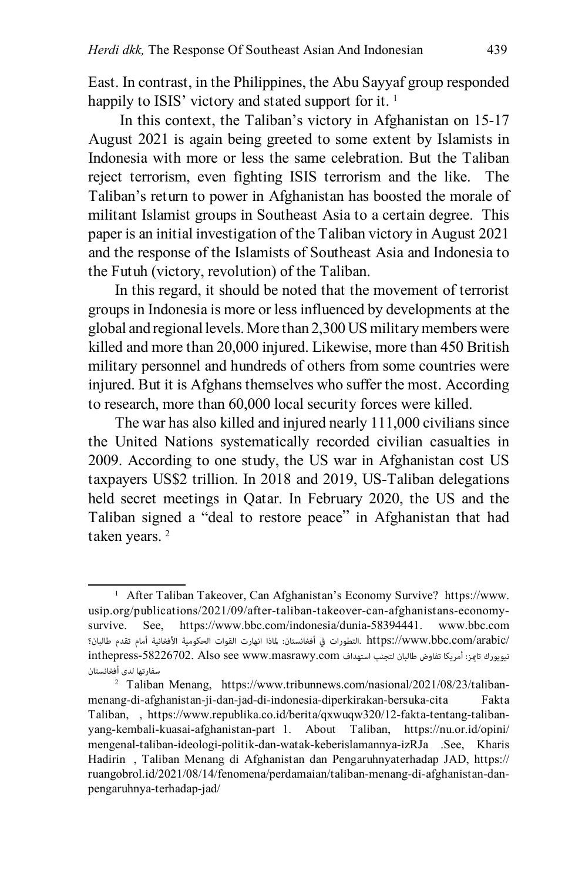East. In contrast, in the Philippines, the Abu Sayyaf group responded happily to ISIS' victory and stated support for it. [1]

In this context, the Taliban's victory in Afghanistan on 15-17 August 2021 is again being greeted to some extent by Islamists in Indonesia with more or less the same celebration. But the Taliban reject terrorism, even fighting ISIS terrorism and the like. The Taliban's return to power in Afghanistan has boosted the morale of militant Islamist groups in Southeast Asia to a certain degree. This paper is an initial investigation of the Taliban victory in August 2021 and the response of the Islamists of Southeast Asia and Indonesia to the Futuh (victory, revolution) of the Taliban.

In this regard, it should be noted that the movement of terrorist groups in Indonesia is more or less influenced by developments at the global and regional levels. More than 2,300 US military members were killed and more than 20,000 injured. Likewise, more than 450 British military personnel and hundreds of others from some countries were injured. But it is Afghans themselves who suffer the most. According to research, more than 60,000 local security forces were killed.

The war has also killed and injured nearly 111,000 civilians since the United Nations systematically recorded civilian casualties in 2009. According to one study, the US war in Afghanistan cost US taxpayers US$2 trillion. In 2018 and 2019, US-Taliban delegations held secret meetings in Qatar. In February 2020, the US and the Taliban signed a "deal to restore peace" in Afghanistan that had taken years. [2]

---

[1] After Taliban Takeover, Can Afghanistan's Economy Survive? https://www.usip.org/publications/2021/09/after-taliban-takeover-can-afghanistans-economy-survive. See, https://www.bbc.com/indonesia/dunia-58394441. www.bbc.com التطورات في أفغانستان: لماذا انهارت القوات الحكومية الأفغانية أمام تقدم طالبان؟. https://www.bbc.com/arabic/inthepress-58226702. Also see www.masrawy.com نيويورك تايمز: أمريكا تفاوض طالبان لتجنب استهداف سفارتها لدى أفغانستان

[2] Taliban Menang, https://www.tribunnews.com/nasional/2021/08/23/taliban-menang-di-afghanistan-ji-dan-jad-di-indonesia-diperkirakan-bersuka-cita Fakta Taliban, , https://www.republika.co.id/berita/qxwuqw320/12-fakta-tentang-taliban-yang-kembali-kuasai-afghanistan-part 1. About Taliban, https://nu.or.id/opini/mengenal-taliban-ideologi-politik-dan-watak-keberislamannya-izRJa .See, Kharis Hadirin , Taliban Menang di Afghanistan dan Pengaruhnyaterhadap JAD, https://ruangobrol.id/2021/08/14/fenomena/perdamaian/taliban-menang-di-afghanistan-dan-pengaruhnya-terhadap-jad/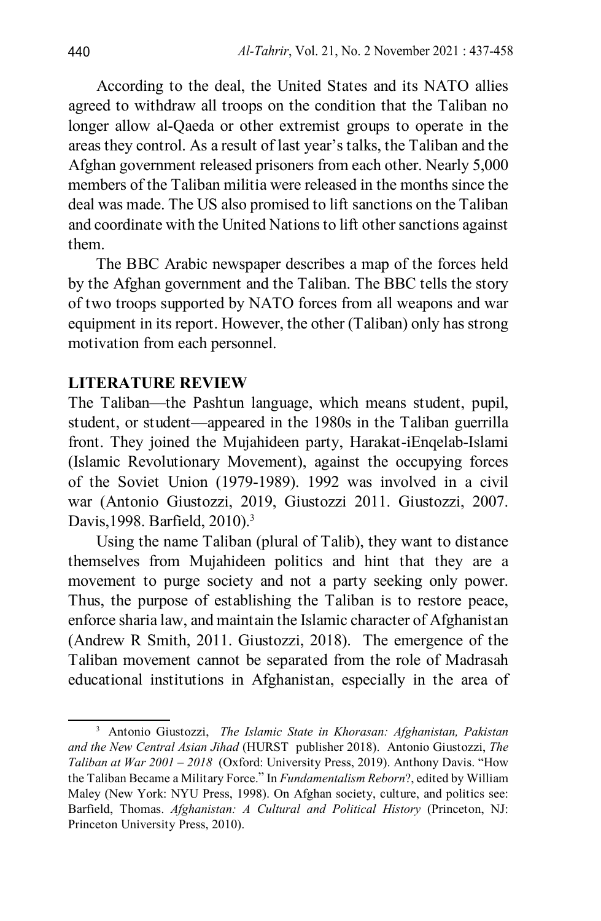According to the deal, the United States and its NATO allies agreed to withdraw all troops on the condition that the Taliban no longer allow al-Qaeda or other extremist groups to operate in the areas they control. As a result of last year's talks, the Taliban and the Afghan government released prisoners from each other. Nearly 5,000 members of the Taliban militia were released in the months since the deal was made. The US also promised to lift sanctions on the Taliban and coordinate with the United Nations to lift other sanctions against them.

The BBC Arabic newspaper describes a map of the forces held by the Afghan government and the Taliban. The BBC tells the story of two troops supported by NATO forces from all weapons and war equipment in its report. However, the other (Taliban) only has strong motivation from each personnel.

## LITERATURE REVIEW

The Taliban—the Pashtun language, which means student, pupil, student, or student—appeared in the 1980s in the Taliban guerrilla front. They joined the Mujahideen party, Harakat-iEnqelab-Islami (Islamic Revolutionary Movement), against the occupying forces of the Soviet Union (1979-1989). 1992 was involved in a civil war (Antonio Giustozzi, 2019, Giustozzi 2011. Giustozzi, 2007. Davis,1998. Barfield, 2010).[3]

Using the name Taliban (plural of Talib), they want to distance themselves from Mujahideen politics and hint that they are a movement to purge society and not a party seeking only power. Thus, the purpose of establishing the Taliban is to restore peace, enforce sharia law, and maintain the Islamic character of Afghanistan (Andrew R Smith, 2011. Giustozzi, 2018). The emergence of the Taliban movement cannot be separated from the role of Madrasah educational institutions in Afghanistan, especially in the area of

---

[3] Antonio Giustozzi, *The Islamic State in Khorasan: Afghanistan, Pakistan and the New Central Asian Jihad* (HURST publisher 2018). Antonio Giustozzi, *The Taliban at War 2001 – 2018* (Oxford: University Press, 2019). Anthony Davis. "How the Taliban Became a Military Force." In *Fundamentalism Reborn*?, edited by William Maley (New York: NYU Press, 1998). On Afghan society, culture, and politics see: Barfield, Thomas. *Afghanistan: A Cultural and Political History* (Princeton, NJ: Princeton University Press, 2010).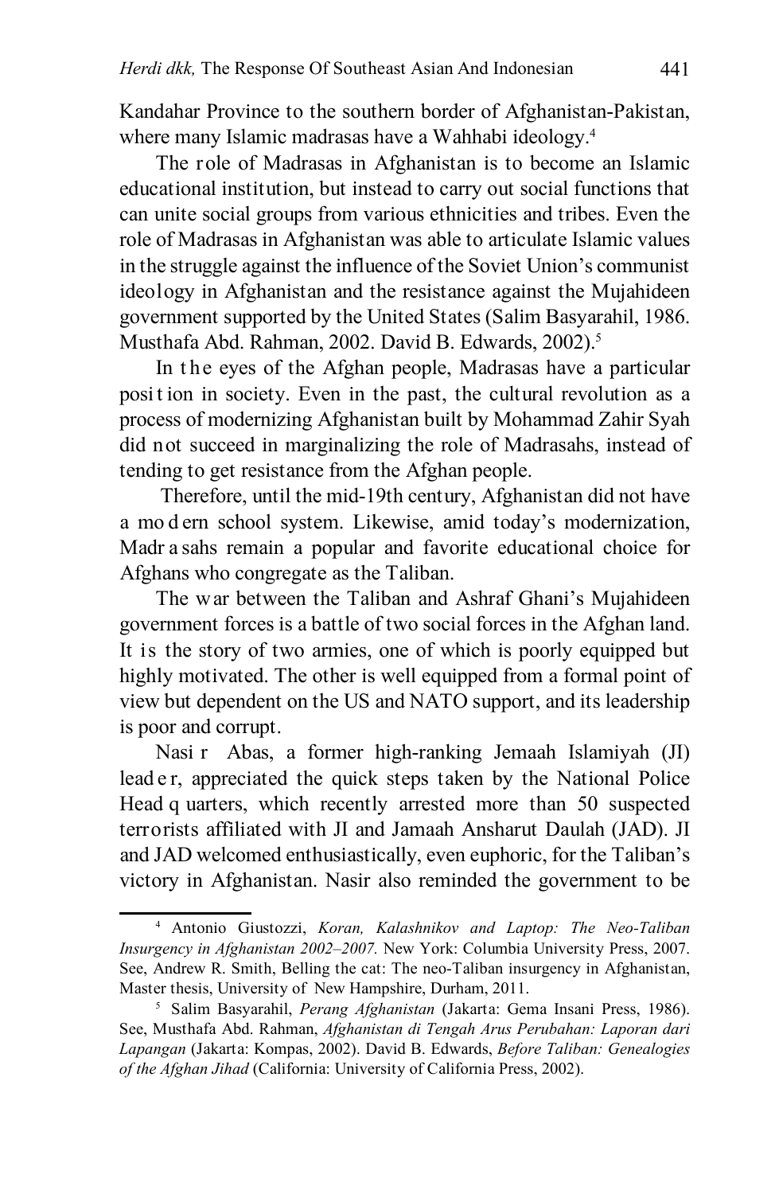Kandahar Province to the southern border of Afghanistan-Pakistan, where many Islamic madrasas have a Wahhabi ideology.[4]

The role of Madrasas in Afghanistan is to become an Islamic educational institution, but instead to carry out social functions that can unite social groups from various ethnicities and tribes. Even the role of Madrasas in Afghanistan was able to articulate Islamic values in the struggle against the influence of the Soviet Union's communist ideology in Afghanistan and the resistance against the Mujahideen government supported by the United States (Salim Basyarahil, 1986. Musthafa Abd. Rahman, 2002. David B. Edwards, 2002).[5]

In the eyes of the Afghan people, Madrasas have a particular position in society. Even in the past, the cultural revolution as a process of modernizing Afghanistan built by Mohammad Zahir Syah did not succeed in marginalizing the role of Madrasahs, instead of tending to get resistance from the Afghan people.

Therefore, until the mid-19th century, Afghanistan did not have a modern school system. Likewise, amid today's modernization, Madrasahs remain a popular and favorite educational choice for Afghans who congregate as the Taliban.

The war between the Taliban and Ashraf Ghani's Mujahideen government forces is a battle of two social forces in the Afghan land. It is the story of two armies, one of which is poorly equipped but highly motivated. The other is well equipped from a formal point of view but dependent on the US and NATO support, and its leadership is poor and corrupt.

Nasir Abas, a former high-ranking Jemaah Islamiyah (JI) leader, appreciated the quick steps taken by the National Police Headquarters, which recently arrested more than 50 suspected terrorists affiliated with JI and Jamaah Ansharut Daulah (JAD). JI and JAD welcomed enthusiastically, even euphoric, for the Taliban's victory in Afghanistan. Nasir also reminded the government to be

---

[4] Antonio Giustozzi, *Koran, Kalashnikov and Laptop: The Neo-Taliban Insurgency in Afghanistan 2002–2007.* New York: Columbia University Press, 2007. See, Andrew R. Smith, Belling the cat: The neo-Taliban insurgency in Afghanistan, Master thesis, University of New Hampshire, Durham, 2011.

[5] Salim Basyarahil, *Perang Afghanistan* (Jakarta: Gema Insani Press, 1986). See, Musthafa Abd. Rahman, *Afghanistan di Tengah Arus Perubahan: Laporan dari Lapangan* (Jakarta: Kompas, 2002). David B. Edwards, *Before Taliban: Genealogies of the Afghan Jihad* (California: University of California Press, 2002).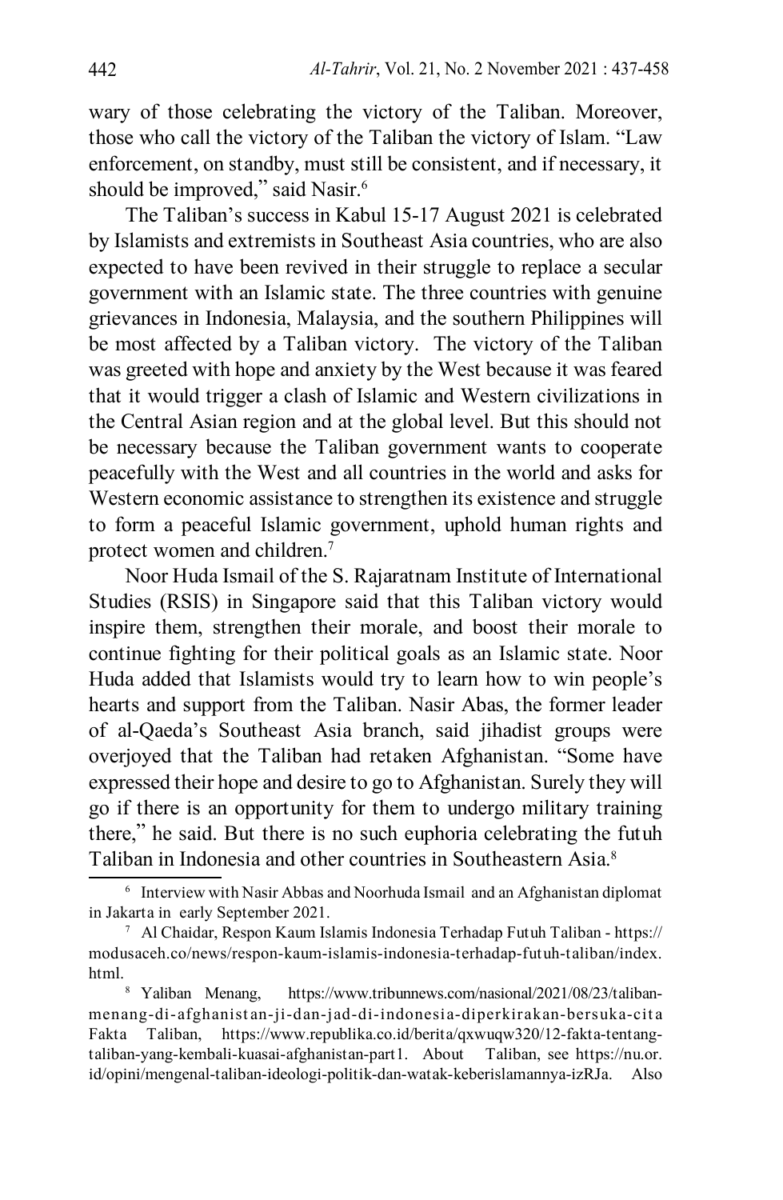wary of those celebrating the victory of the Taliban. Moreover, those who call the victory of the Taliban the victory of Islam. "Law enforcement, on standby, must still be consistent, and if necessary, it should be improved," said Nasir.[6]

The Taliban's success in Kabul 15-17 August 2021 is celebrated by Islamists and extremists in Southeast Asia countries, who are also expected to have been revived in their struggle to replace a secular government with an Islamic state. The three countries with genuine grievances in Indonesia, Malaysia, and the southern Philippines will be most affected by a Taliban victory. The victory of the Taliban was greeted with hope and anxiety by the West because it was feared that it would trigger a clash of Islamic and Western civilizations in the Central Asian region and at the global level. But this should not be necessary because the Taliban government wants to cooperate peacefully with the West and all countries in the world and asks for Western economic assistance to strengthen its existence and struggle to form a peaceful Islamic government, uphold human rights and protect women and children.[7]

Noor Huda Ismail of the S. Rajaratnam Institute of International Studies (RSIS) in Singapore said that this Taliban victory would inspire them, strengthen their morale, and boost their morale to continue fighting for their political goals as an Islamic state. Noor Huda added that Islamists would try to learn how to win people's hearts and support from the Taliban. Nasir Abas, the former leader of al-Qaeda's Southeast Asia branch, said jihadist groups were overjoyed that the Taliban had retaken Afghanistan. "Some have expressed their hope and desire to go to Afghanistan. Surely they will go if there is an opportunity for them to undergo military training there," he said. But there is no such euphoria celebrating the futuh Taliban in Indonesia and other countries in Southeastern Asia.[8]

---

[6] Interview with Nasir Abbas and Noorhuda Ismail and an Afghanistan diplomat in Jakarta in early September 2021.

[7] Al Chaidar, Respon Kaum Islamis Indonesia Terhadap Futuh Taliban - https://modusaceh.co/news/respon-kaum-islamis-indonesia-terhadap-futuh-taliban/index.html.

[8] Yaliban Menang, https://www.tribunnews.com/nasional/2021/08/23/taliban-menang-di-afghanistan-ji-dan-jad-di-indonesia-diperkirakan-bersuka-cita Fakta Taliban, https://www.republika.co.id/berita/qxwuqw320/12-fakta-tentang-taliban-yang-kembali-kuasai-afghanistan-part1. About Taliban, see https://nu.or.id/opini/mengenal-taliban-ideologi-politik-dan-watak-keberislamannya-izRJa. Also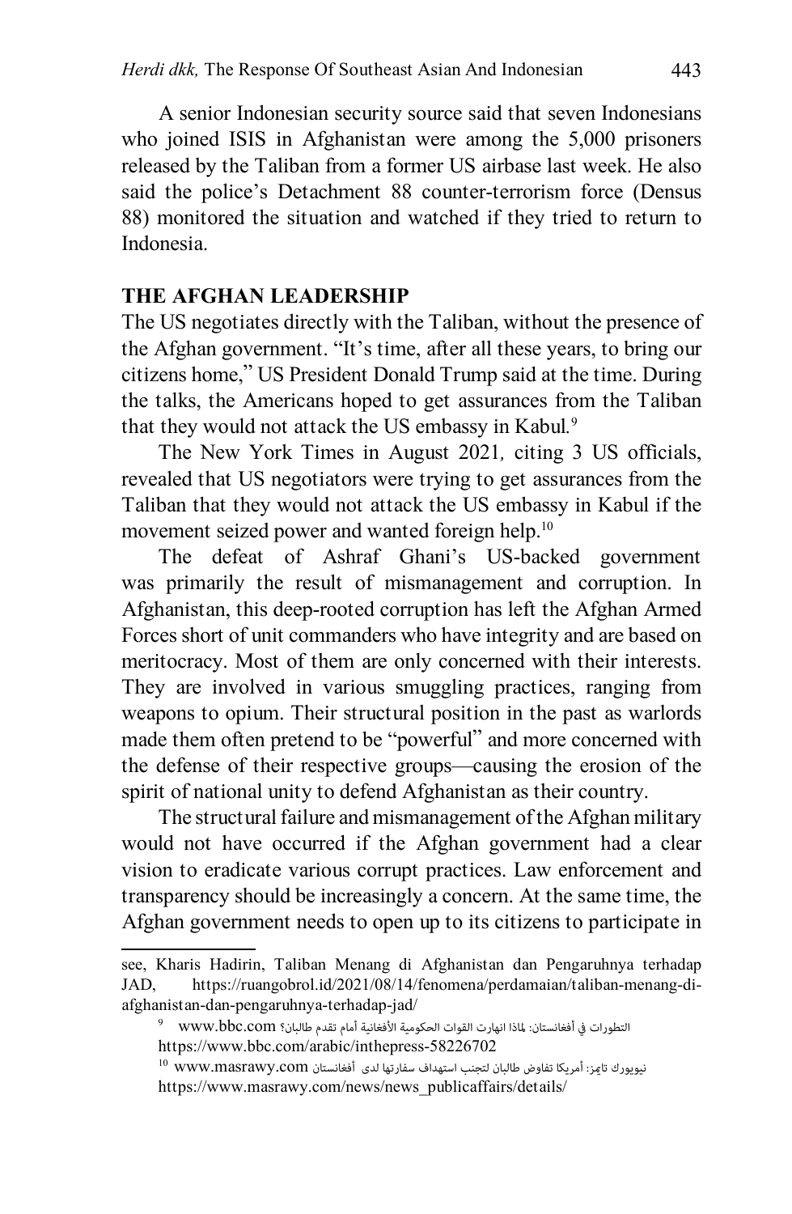A senior Indonesian security source said that seven Indonesians who joined ISIS in Afghanistan were among the 5,000 prisoners released by the Taliban from a former US airbase last week. He also said the police's Detachment 88 counter-terrorism force (Densus 88) monitored the situation and watched if they tried to return to Indonesia.

## THE AFGHAN LEADERSHIP

The US negotiates directly with the Taliban, without the presence of the Afghan government. "It's time, after all these years, to bring our citizens home," US President Donald Trump said at the time. During the talks, the Americans hoped to get assurances from the Taliban that they would not attack the US embassy in Kabul.[9]

The New York Times in August 2021, citing 3 US officials, revealed that US negotiators were trying to get assurances from the Taliban that they would not attack the US embassy in Kabul if the movement seized power and wanted foreign help.[10]

The defeat of Ashraf Ghani's US-backed government was primarily the result of mismanagement and corruption. In Afghanistan, this deep-rooted corruption has left the Afghan Armed Forces short of unit commanders who have integrity and are based on meritocracy. Most of them are only concerned with their interests. They are involved in various smuggling practices, ranging from weapons to opium. Their structural position in the past as warlords made them often pretend to be "powerful" and more concerned with the defense of their respective groups—causing the erosion of the spirit of national unity to defend Afghanistan as their country.

The structural failure and mismanagement of the Afghan military would not have occurred if the Afghan government had a clear vision to eradicate various corrupt practices. Law enforcement and transparency should be increasingly a concern. At the same time, the Afghan government needs to open up to its citizens to participate in

---

see, Kharis Hadirin, Taliban Menang di Afghanistan dan Pengaruhnya terhadap JAD, https://ruangobrol.id/2021/08/14/fenomena/perdamaian/taliban-menang-di-afghanistan-dan-pengaruhnya-terhadap-jad/

[9] التطورات في أفغانستان: لماذا انهارت القوات الحكومية الأفغانية أمام تقدم طالبان؟ www.bbc.com https://www.bbc.com/arabic/inthepress-58226702

[10] نيويورك تايمز: أمريكا تفاوض طالبان لتجنب استهداف سفارتها لدى أفغانستان www.masrawy.com https://www.masrawy.com/news/news_publicaffairs/details/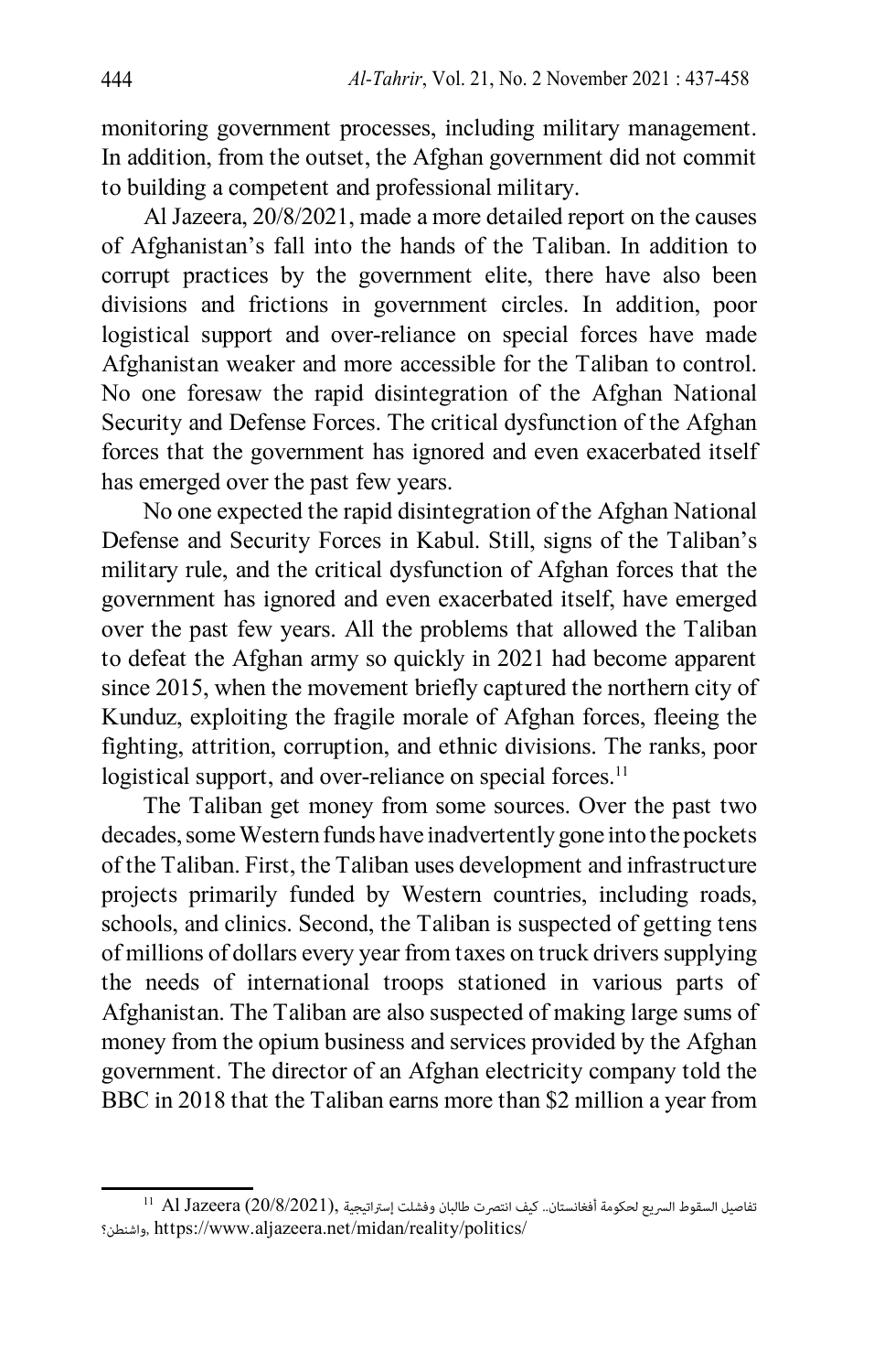monitoring government processes, including military management. In addition, from the outset, the Afghan government did not commit to building a competent and professional military.

Al Jazeera, 20/8/2021, made a more detailed report on the causes of Afghanistan's fall into the hands of the Taliban. In addition to corrupt practices by the government elite, there have also been divisions and frictions in government circles. In addition, poor logistical support and over-reliance on special forces have made Afghanistan weaker and more accessible for the Taliban to control. No one foresaw the rapid disintegration of the Afghan National Security and Defense Forces. The critical dysfunction of the Afghan forces that the government has ignored and even exacerbated itself has emerged over the past few years.

No one expected the rapid disintegration of the Afghan National Defense and Security Forces in Kabul. Still, signs of the Taliban's military rule, and the critical dysfunction of Afghan forces that the government has ignored and even exacerbated itself, have emerged over the past few years. All the problems that allowed the Taliban to defeat the Afghan army so quickly in 2021 had become apparent since 2015, when the movement briefly captured the northern city of Kunduz, exploiting the fragile morale of Afghan forces, fleeing the fighting, attrition, corruption, and ethnic divisions. The ranks, poor logistical support, and over-reliance on special forces.[11]

The Taliban get money from some sources. Over the past two decades, some Western funds have inadvertently gone into the pockets of the Taliban. First, the Taliban uses development and infrastructure projects primarily funded by Western countries, including roads, schools, and clinics. Second, the Taliban is suspected of getting tens of millions of dollars every year from taxes on truck drivers supplying the needs of international troops stationed in various parts of Afghanistan. The Taliban are also suspected of making large sums of money from the opium business and services provided by the Afghan government. The director of an Afghan electricity company told the BBC in 2018 that the Taliban earns more than $2 million a year from

---

[11] Al Jazeera (20/8/2021), تفاصيل السقوط السريع لحكومة أفغانستان.. كيف انتصرت طالبان وفشلت إستراتيجية واشنطن؟, https://www.aljazeera.net/midan/reality/politics/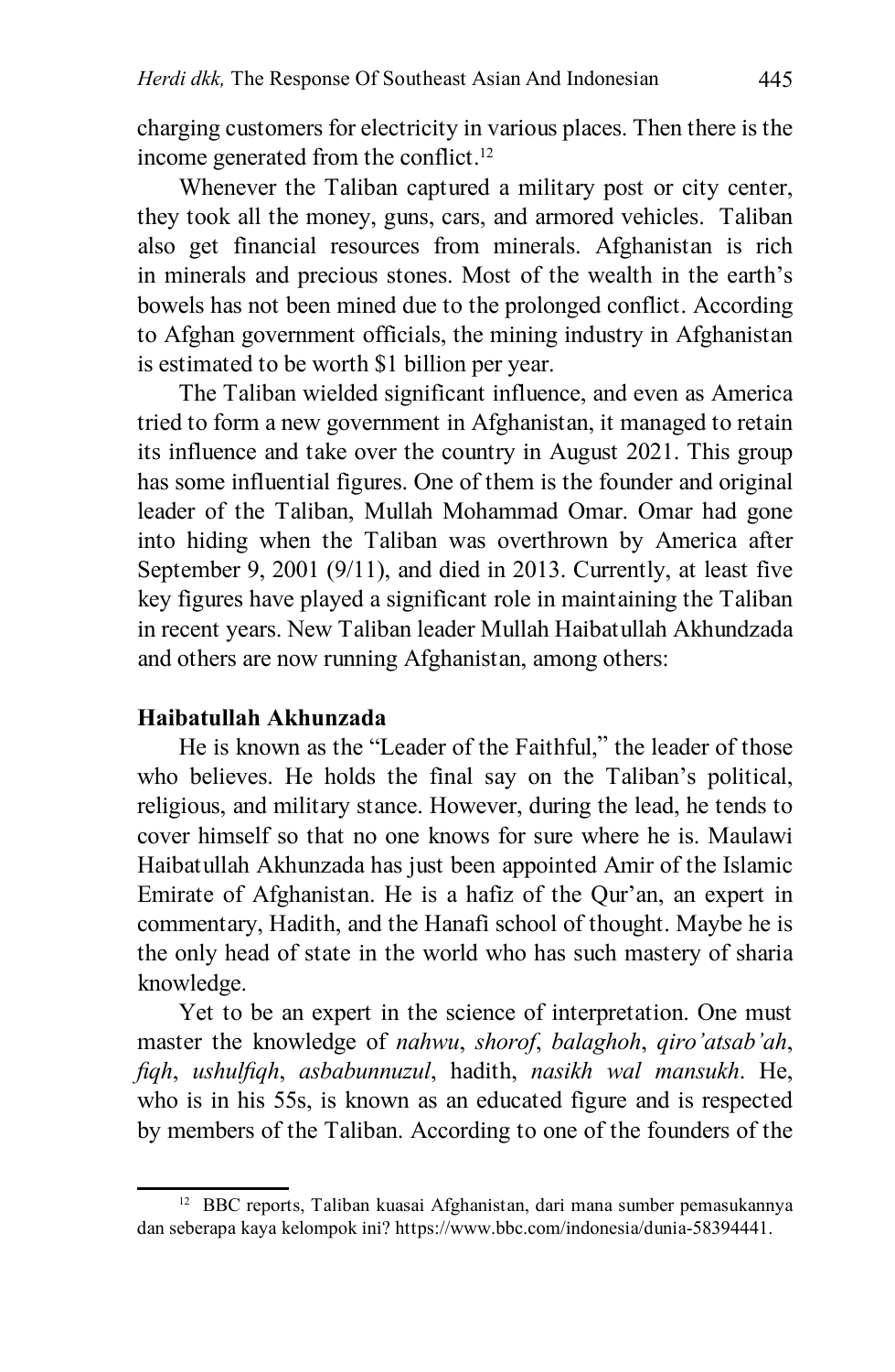charging customers for electricity in various places. Then there is the income generated from the conflict.[12]

Whenever the Taliban captured a military post or city center, they took all the money, guns, cars, and armored vehicles. Taliban also get financial resources from minerals. Afghanistan is rich in minerals and precious stones. Most of the wealth in the earth's bowels has not been mined due to the prolonged conflict. According to Afghan government officials, the mining industry in Afghanistan is estimated to be worth $1 billion per year.

The Taliban wielded significant influence, and even as America tried to form a new government in Afghanistan, it managed to retain its influence and take over the country in August 2021. This group has some influential figures. One of them is the founder and original leader of the Taliban, Mullah Mohammad Omar. Omar had gone into hiding when the Taliban was overthrown by America after September 9, 2001 (9/11), and died in 2013. Currently, at least five key figures have played a significant role in maintaining the Taliban in recent years. New Taliban leader Mullah Haibatullah Akhundzada and others are now running Afghanistan, among others:

**Haibatullah Akhunzada**

He is known as the "Leader of the Faithful," the leader of those who believes. He holds the final say on the Taliban's political, religious, and military stance. However, during the lead, he tends to cover himself so that no one knows for sure where he is. Maulawi Haibatullah Akhunzada has just been appointed Amir of the Islamic Emirate of Afghanistan. He is a hafiz of the Qur'an, an expert in commentary, Hadith, and the Hanafi school of thought. Maybe he is the only head of state in the world who has such mastery of sharia knowledge.

Yet to be an expert in the science of interpretation. One must master the knowledge of *nahwu*, *shorof*, *balaghoh*, *qiro'atsab'ah*, *fiqh*, *ushulfiqh*, *asbabunnuzul*, hadith, *nasikh wal mansukh*. He, who is in his 55s, is known as an educated figure and is respected by members of the Taliban. According to one of the founders of the

---

[12] BBC reports, Taliban kuasai Afghanistan, dari mana sumber pemasukannya dan seberapa kaya kelompok ini? https://www.bbc.com/indonesia/dunia-58394441.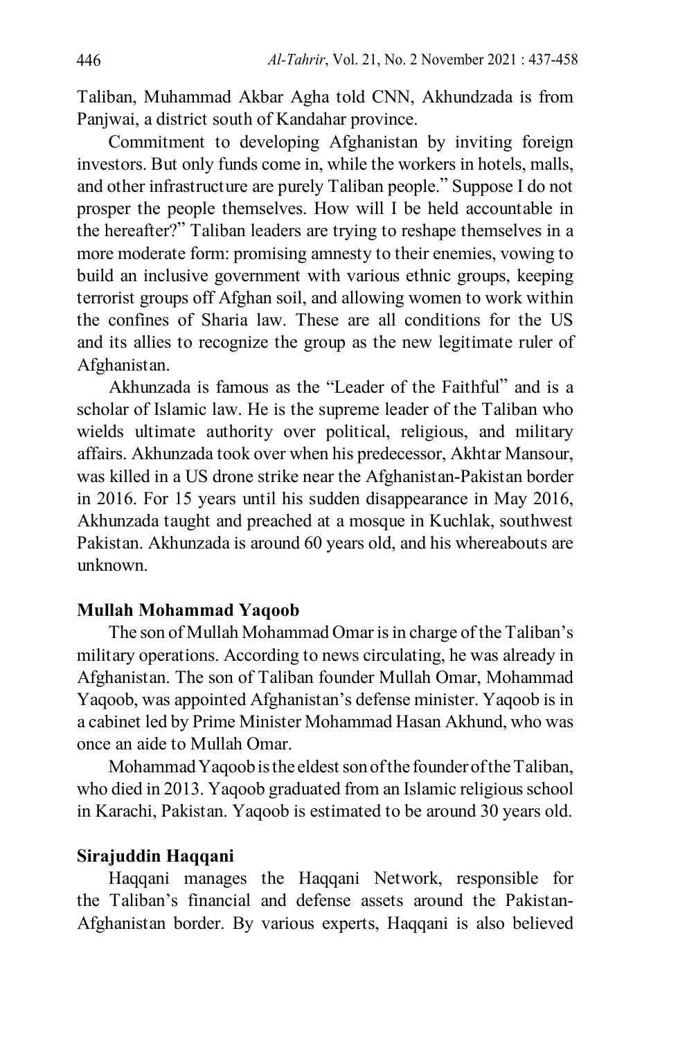Taliban, Muhammad Akbar Agha told CNN, Akhundzada is from Panjwai, a district south of Kandahar province.

Commitment to developing Afghanistan by inviting foreign investors. But only funds come in, while the workers in hotels, malls, and other infrastructure are purely Taliban people." Suppose I do not prosper the people themselves. How will I be held accountable in the hereafter?" Taliban leaders are trying to reshape themselves in a more moderate form: promising amnesty to their enemies, vowing to build an inclusive government with various ethnic groups, keeping terrorist groups off Afghan soil, and allowing women to work within the confines of Sharia law. These are all conditions for the US and its allies to recognize the group as the new legitimate ruler of Afghanistan.

Akhunzada is famous as the "Leader of the Faithful" and is a scholar of Islamic law. He is the supreme leader of the Taliban who wields ultimate authority over political, religious, and military affairs. Akhunzada took over when his predecessor, Akhtar Mansour, was killed in a US drone strike near the Afghanistan-Pakistan border in 2016. For 15 years until his sudden disappearance in May 2016, Akhunzada taught and preached at a mosque in Kuchlak, southwest Pakistan. Akhunzada is around 60 years old, and his whereabouts are unknown.

**Mullah Mohammad Yaqoob**

The son of Mullah Mohammad Omar is in charge of the Taliban's military operations. According to news circulating, he was already in Afghanistan. The son of Taliban founder Mullah Omar, Mohammad Yaqoob, was appointed Afghanistan's defense minister. Yaqoob is in a cabinet led by Prime Minister Mohammad Hasan Akhund, who was once an aide to Mullah Omar.

Mohammad Yaqoob is the eldest son of the founder of the Taliban, who died in 2013. Yaqoob graduated from an Islamic religious school in Karachi, Pakistan. Yaqoob is estimated to be around 30 years old.

**Sirajuddin Haqqani**

Haqqani manages the Haqqani Network, responsible for the Taliban's financial and defense assets around the Pakistan-Afghanistan border. By various experts, Haqqani is also believed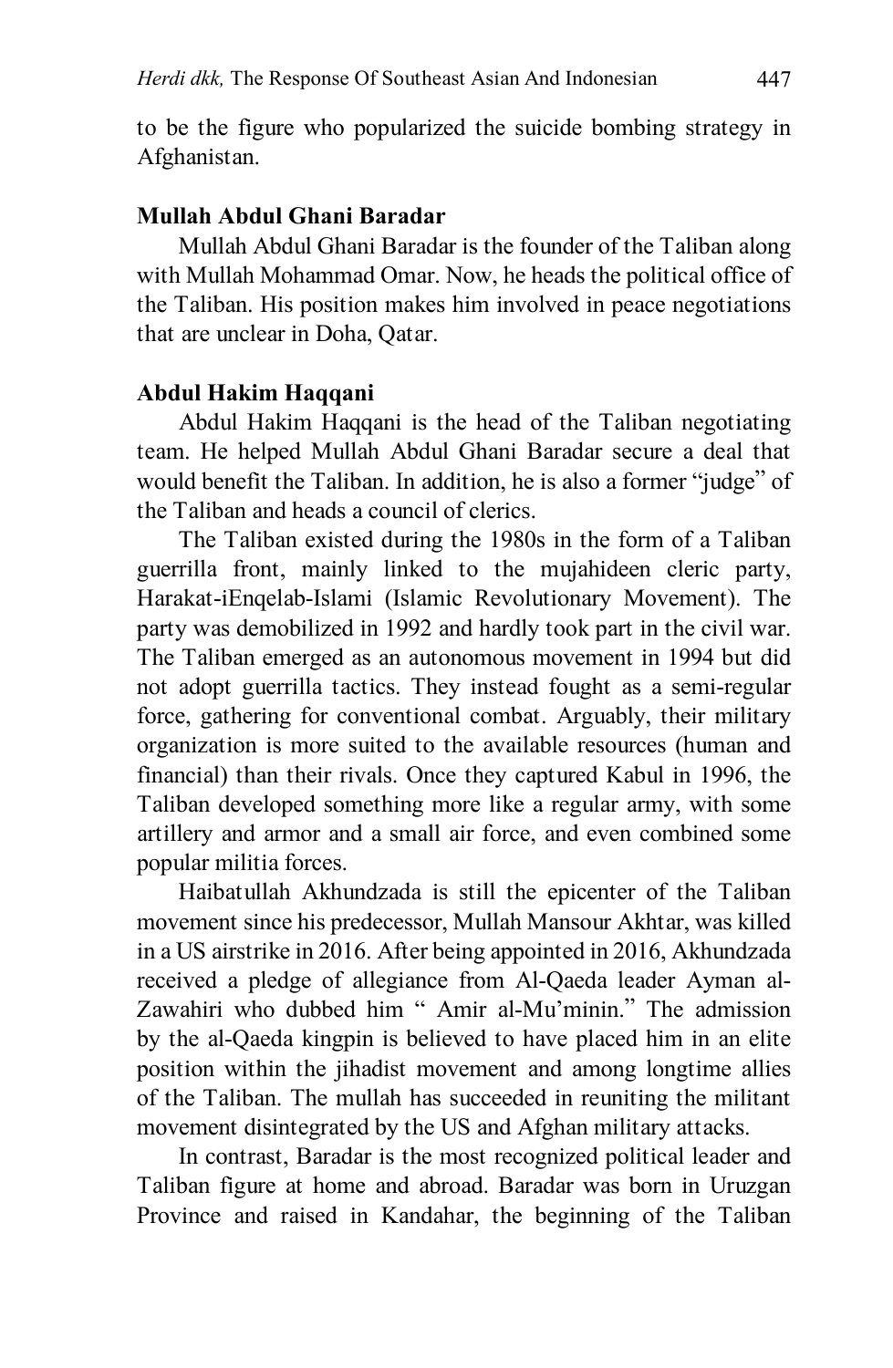to be the figure who popularized the suicide bombing strategy in Afghanistan.

### Mullah Abdul Ghani Baradar

Mullah Abdul Ghani Baradar is the founder of the Taliban along with Mullah Mohammad Omar. Now, he heads the political office of the Taliban. His position makes him involved in peace negotiations that are unclear in Doha, Qatar.

### Abdul Hakim Haqqani

Abdul Hakim Haqqani is the head of the Taliban negotiating team. He helped Mullah Abdul Ghani Baradar secure a deal that would benefit the Taliban. In addition, he is also a former "judge" of the Taliban and heads a council of clerics.

The Taliban existed during the 1980s in the form of a Taliban guerrilla front, mainly linked to the mujahideen cleric party, Harakat-iEnqelab-Islami (Islamic Revolutionary Movement). The party was demobilized in 1992 and hardly took part in the civil war. The Taliban emerged as an autonomous movement in 1994 but did not adopt guerrilla tactics. They instead fought as a semi-regular force, gathering for conventional combat. Arguably, their military organization is more suited to the available resources (human and financial) than their rivals. Once they captured Kabul in 1996, the Taliban developed something more like a regular army, with some artillery and armor and a small air force, and even combined some popular militia forces.

Haibatullah Akhundzada is still the epicenter of the Taliban movement since his predecessor, Mullah Mansour Akhtar, was killed in a US airstrike in 2016. After being appointed in 2016, Akhundzada received a pledge of allegiance from Al-Qaeda leader Ayman al-Zawahiri who dubbed him " Amir al-Mu'minin." The admission by the al-Qaeda kingpin is believed to have placed him in an elite position within the jihadist movement and among longtime allies of the Taliban. The mullah has succeeded in reuniting the militant movement disintegrated by the US and Afghan military attacks.

In contrast, Baradar is the most recognized political leader and Taliban figure at home and abroad. Baradar was born in Uruzgan Province and raised in Kandahar, the beginning of the Taliban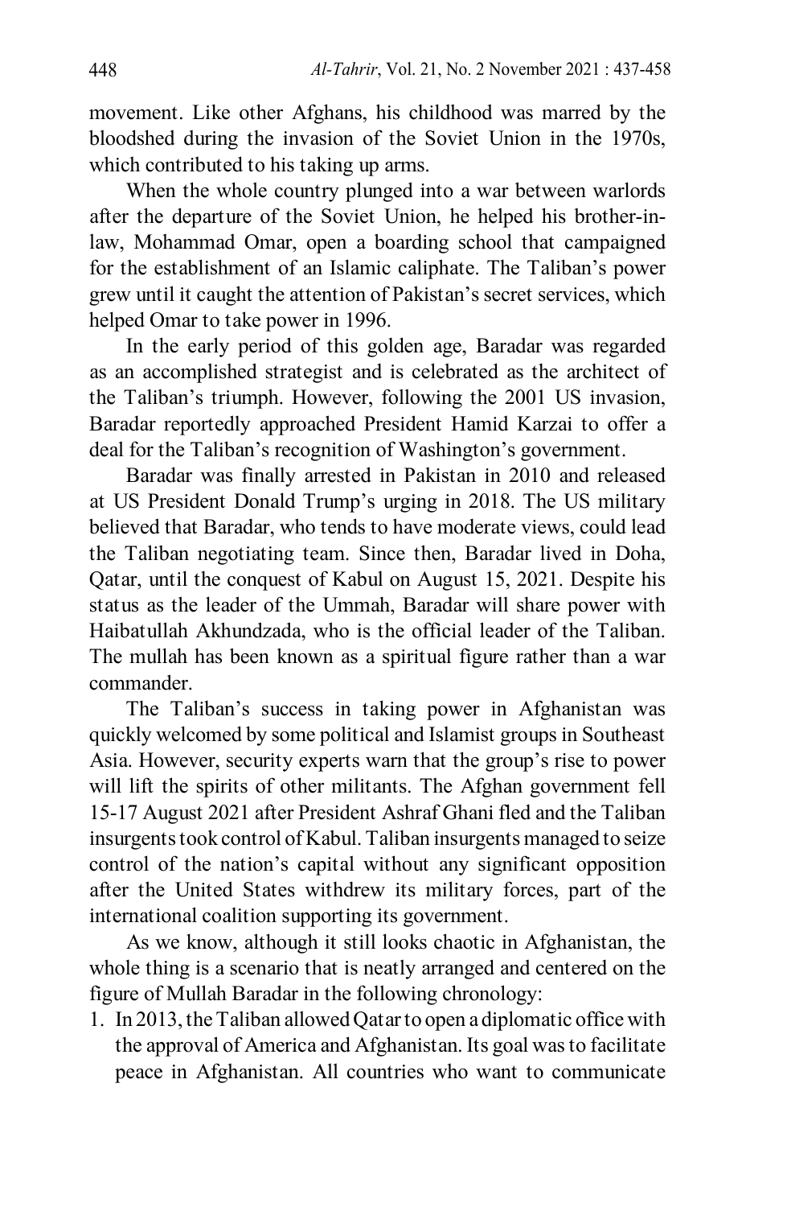movement. Like other Afghans, his childhood was marred by the bloodshed during the invasion of the Soviet Union in the 1970s, which contributed to his taking up arms.

When the whole country plunged into a war between warlords after the departure of the Soviet Union, he helped his brother-in-law, Mohammad Omar, open a boarding school that campaigned for the establishment of an Islamic caliphate. The Taliban's power grew until it caught the attention of Pakistan's secret services, which helped Omar to take power in 1996.

In the early period of this golden age, Baradar was regarded as an accomplished strategist and is celebrated as the architect of the Taliban's triumph. However, following the 2001 US invasion, Baradar reportedly approached President Hamid Karzai to offer a deal for the Taliban's recognition of Washington's government.

Baradar was finally arrested in Pakistan in 2010 and released at US President Donald Trump's urging in 2018. The US military believed that Baradar, who tends to have moderate views, could lead the Taliban negotiating team. Since then, Baradar lived in Doha, Qatar, until the conquest of Kabul on August 15, 2021. Despite his status as the leader of the Ummah, Baradar will share power with Haibatullah Akhundzada, who is the official leader of the Taliban. The mullah has been known as a spiritual figure rather than a war commander.

The Taliban's success in taking power in Afghanistan was quickly welcomed by some political and Islamist groups in Southeast Asia. However, security experts warn that the group's rise to power will lift the spirits of other militants. The Afghan government fell 15-17 August 2021 after President Ashraf Ghani fled and the Taliban insurgents took control of Kabul. Taliban insurgents managed to seize control of the nation's capital without any significant opposition after the United States withdrew its military forces, part of the international coalition supporting its government.

As we know, although it still looks chaotic in Afghanistan, the whole thing is a scenario that is neatly arranged and centered on the figure of Mullah Baradar in the following chronology:

1. In 2013, the Taliban allowed Qatar to open a diplomatic office with the approval of America and Afghanistan. Its goal was to facilitate peace in Afghanistan. All countries who want to communicate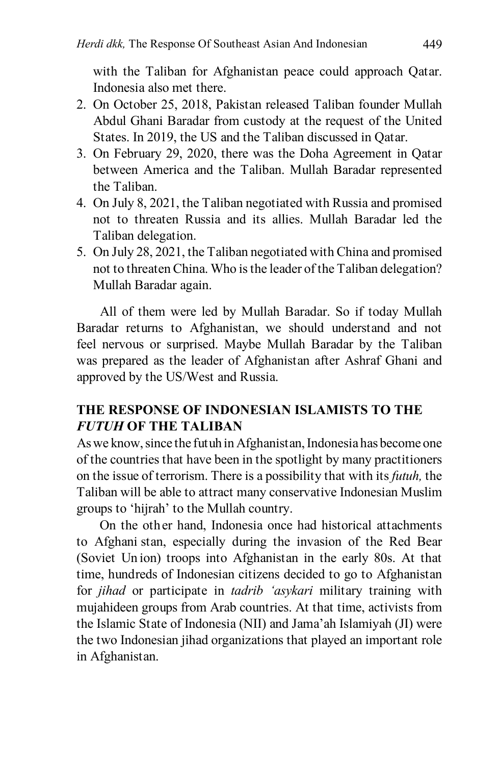with the Taliban for Afghanistan peace could approach Qatar. Indonesia also met there.

2. On October 25, 2018, Pakistan released Taliban founder Mullah Abdul Ghani Baradar from custody at the request of the United States. In 2019, the US and the Taliban discussed in Qatar.
3. On February 29, 2020, there was the Doha Agreement in Qatar between America and the Taliban. Mullah Baradar represented the Taliban.
4. On July 8, 2021, the Taliban negotiated with Russia and promised not to threaten Russia and its allies. Mullah Baradar led the Taliban delegation.
5. On July 28, 2021, the Taliban negotiated with China and promised not to threaten China. Who is the leader of the Taliban delegation? Mullah Baradar again.

All of them were led by Mullah Baradar. So if today Mullah Baradar returns to Afghanistan, we should understand and not feel nervous or surprised. Maybe Mullah Baradar by the Taliban was prepared as the leader of Afghanistan after Ashraf Ghani and approved by the US/West and Russia.

## THE RESPONSE OF INDONESIAN ISLAMISTS TO THE *FUTUH* OF THE TALIBAN

As we know, since the futuh in Afghanistan, Indonesia has become one of the countries that have been in the spotlight by many practitioners on the issue of terrorism. There is a possibility that with its *futuh,* the Taliban will be able to attract many conservative Indonesian Muslim groups to 'hijrah' to the Mullah country.

On the other hand, Indonesia once had historical attachments to Afghanistan, especially during the invasion of the Red Bear (Soviet Union) troops into Afghanistan in the early 80s. At that time, hundreds of Indonesian citizens decided to go to Afghanistan for *jihad* or participate in *tadrib 'asykari* military training with mujahideen groups from Arab countries. At that time, activists from the Islamic State of Indonesia (NII) and Jama'ah Islamiyah (JI) were the two Indonesian jihad organizations that played an important role in Afghanistan.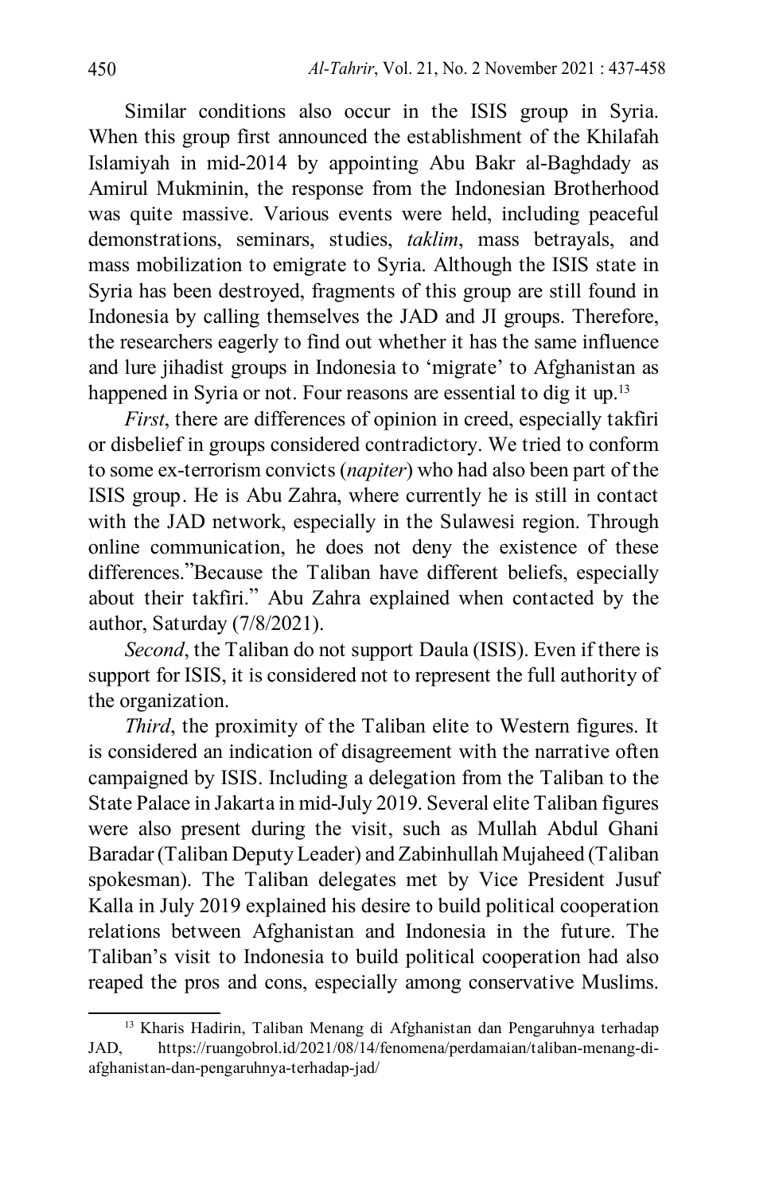Similar conditions also occur in the ISIS group in Syria. When this group first announced the establishment of the Khilafah Islamiyah in mid-2014 by appointing Abu Bakr al-Baghdady as Amirul Mukminin, the response from the Indonesian Brotherhood was quite massive. Various events were held, including peaceful demonstrations, seminars, studies, *taklim*, mass betrayals, and mass mobilization to emigrate to Syria. Although the ISIS state in Syria has been destroyed, fragments of this group are still found in Indonesia by calling themselves the JAD and JI groups. Therefore, the researchers eagerly to find out whether it has the same influence and lure jihadist groups in Indonesia to 'migrate' to Afghanistan as happened in Syria or not. Four reasons are essential to dig it up.[13]

*First*, there are differences of opinion in creed, especially takfiri or disbelief in groups considered contradictory. We tried to conform to some ex-terrorism convicts (*napiter*) who had also been part of the ISIS group. He is Abu Zahra, where currently he is still in contact with the JAD network, especially in the Sulawesi region. Through online communication, he does not deny the existence of these differences."Because the Taliban have different beliefs, especially about their takfiri." Abu Zahra explained when contacted by the author, Saturday (7/8/2021).

*Second*, the Taliban do not support Daula (ISIS). Even if there is support for ISIS, it is considered not to represent the full authority of the organization.

*Third*, the proximity of the Taliban elite to Western figures. It is considered an indication of disagreement with the narrative often campaigned by ISIS. Including a delegation from the Taliban to the State Palace in Jakarta in mid-July 2019. Several elite Taliban figures were also present during the visit, such as Mullah Abdul Ghani Baradar (Taliban Deputy Leader) and Zabinhullah Mujaheed (Taliban spokesman). The Taliban delegates met by Vice President Jusuf Kalla in July 2019 explained his desire to build political cooperation relations between Afghanistan and Indonesia in the future. The Taliban's visit to Indonesia to build political cooperation had also reaped the pros and cons, especially among conservative Muslims.

---

[13] Kharis Hadirin, Taliban Menang di Afghanistan dan Pengaruhnya terhadap JAD, https://ruangobrol.id/2021/08/14/fenomena/perdamaian/taliban-menang-di-afghanistan-dan-pengaruhnya-terhadap-jad/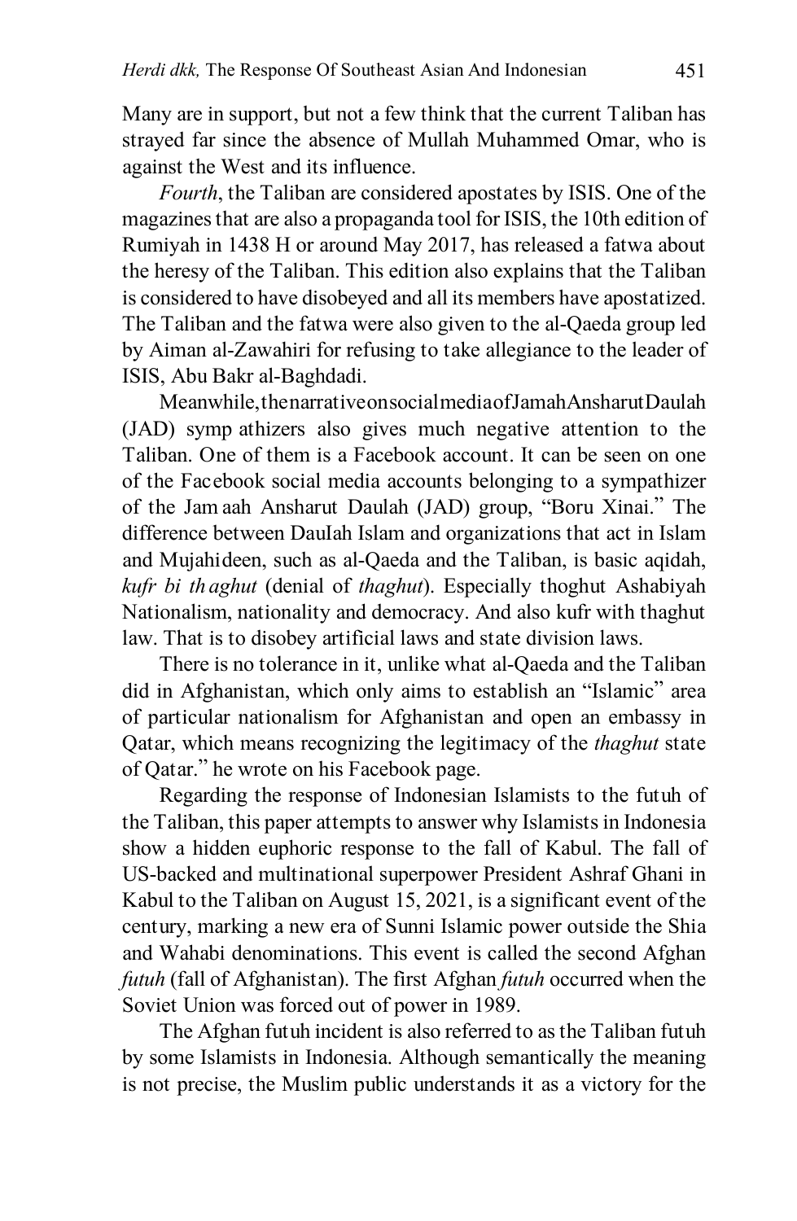Many are in support, but not a few think that the current Taliban has strayed far since the absence of Mullah Muhammed Omar, who is against the West and its influence.

*Fourth*, the Taliban are considered apostates by ISIS. One of the magazines that are also a propaganda tool for ISIS, the 10th edition of Rumiyah in 1438 H or around May 2017, has released a fatwa about the heresy of the Taliban. This edition also explains that the Taliban is considered to have disobeyed and all its members have apostatized. The Taliban and the fatwa were also given to the al-Qaeda group led by Aiman al-Zawahiri for refusing to take allegiance to the leader of ISIS, Abu Bakr al-Baghdadi.

Meanwhile, the narrative on social media of Jamah Ansharut Daulah (JAD) sympathizers also gives much negative attention to the Taliban. One of them is a Facebook account. It can be seen on one of the Facebook social media accounts belonging to a sympathizer of the Jamaah Ansharut Daulah (JAD) group, "Boru Xinai." The difference between DauIah Islam and organizations that act in Islam and Mujahideen, such as al-Qaeda and the Taliban, is basic aqidah, *kufr bi thaghut* (denial of *thaghut*). Especially thoghut Ashabiyah Nationalism, nationality and democracy. And also kufr with thaghut law. That is to disobey artificial laws and state division laws.

There is no tolerance in it, unlike what al-Qaeda and the Taliban did in Afghanistan, which only aims to establish an "Islamic" area of particular nationalism for Afghanistan and open an embassy in Qatar, which means recognizing the legitimacy of the *thaghut* state of Qatar." he wrote on his Facebook page.

Regarding the response of Indonesian Islamists to the futuh of the Taliban, this paper attempts to answer why Islamists in Indonesia show a hidden euphoric response to the fall of Kabul. The fall of US-backed and multinational superpower President Ashraf Ghani in Kabul to the Taliban on August 15, 2021, is a significant event of the century, marking a new era of Sunni Islamic power outside the Shia and Wahabi denominations. This event is called the second Afghan *futuh* (fall of Afghanistan). The first Afghan *futuh* occurred when the Soviet Union was forced out of power in 1989.

The Afghan futuh incident is also referred to as the Taliban futuh by some Islamists in Indonesia. Although semantically the meaning is not precise, the Muslim public understands it as a victory for the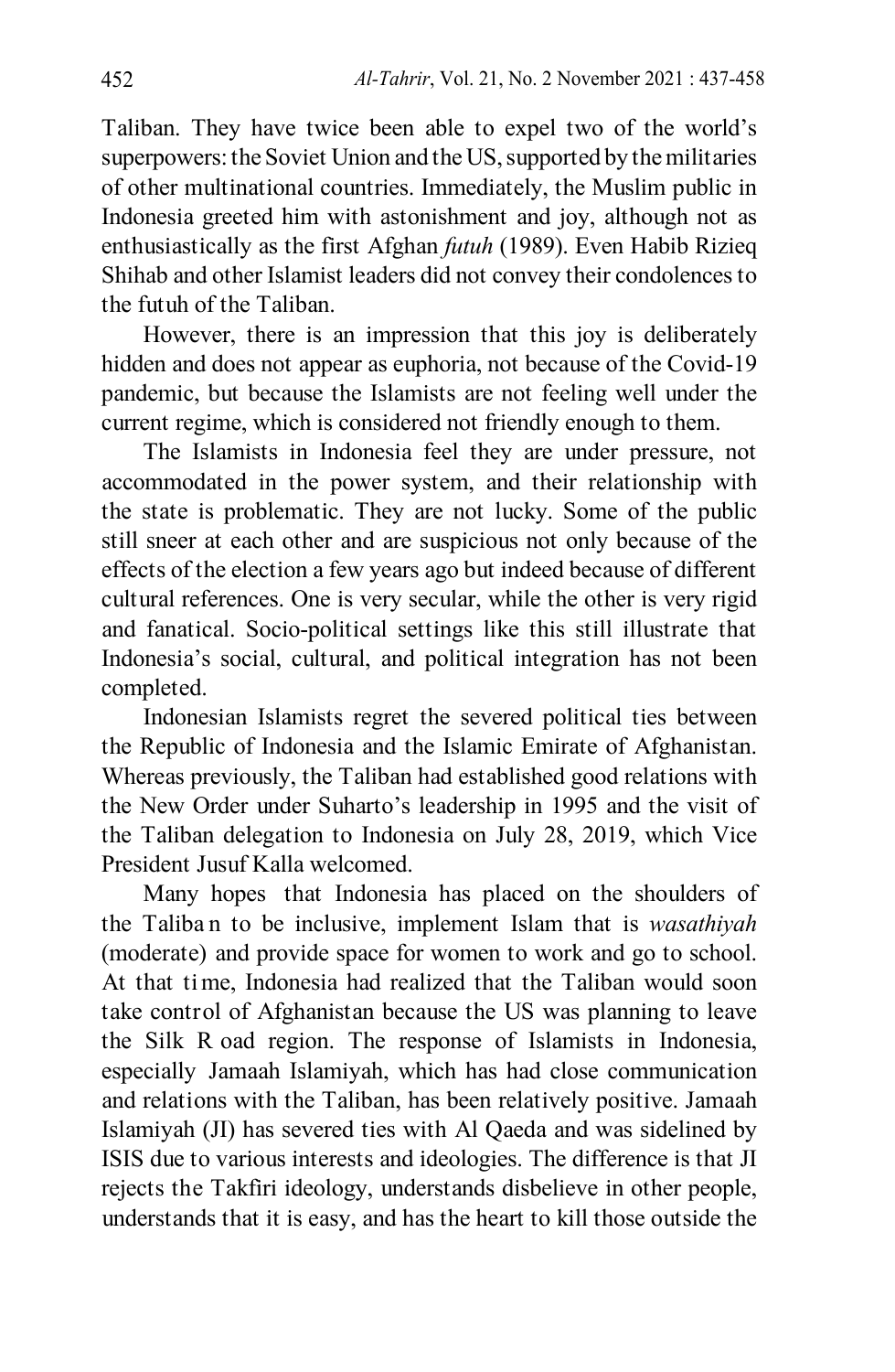Taliban. They have twice been able to expel two of the world's superpowers: the Soviet Union and the US, supported by the militaries of other multinational countries. Immediately, the Muslim public in Indonesia greeted him with astonishment and joy, although not as enthusiastically as the first Afghan *futuh* (1989). Even Habib Rizieq Shihab and other Islamist leaders did not convey their condolences to the futuh of the Taliban.

However, there is an impression that this joy is deliberately hidden and does not appear as euphoria, not because of the Covid-19 pandemic, but because the Islamists are not feeling well under the current regime, which is considered not friendly enough to them.

The Islamists in Indonesia feel they are under pressure, not accommodated in the power system, and their relationship with the state is problematic. They are not lucky. Some of the public still sneer at each other and are suspicious not only because of the effects of the election a few years ago but indeed because of different cultural references. One is very secular, while the other is very rigid and fanatical. Socio-political settings like this still illustrate that Indonesia's social, cultural, and political integration has not been completed.

Indonesian Islamists regret the severed political ties between the Republic of Indonesia and the Islamic Emirate of Afghanistan. Whereas previously, the Taliban had established good relations with the New Order under Suharto's leadership in 1995 and the visit of the Taliban delegation to Indonesia on July 28, 2019, which Vice President Jusuf Kalla welcomed.

Many hopes that Indonesia has placed on the shoulders of the Taliban to be inclusive, implement Islam that is *wasathiyah* (moderate) and provide space for women to work and go to school. At that time, Indonesia had realized that the Taliban would soon take control of Afghanistan because the US was planning to leave the Silk Road region. The response of Islamists in Indonesia, especially Jamaah Islamiyah, which has had close communication and relations with the Taliban, has been relatively positive. Jamaah Islamiyah (JI) has severed ties with Al Qaeda and was sidelined by ISIS due to various interests and ideologies. The difference is that JI rejects the Takfiri ideology, understands disbelieve in other people, understands that it is easy, and has the heart to kill those outside the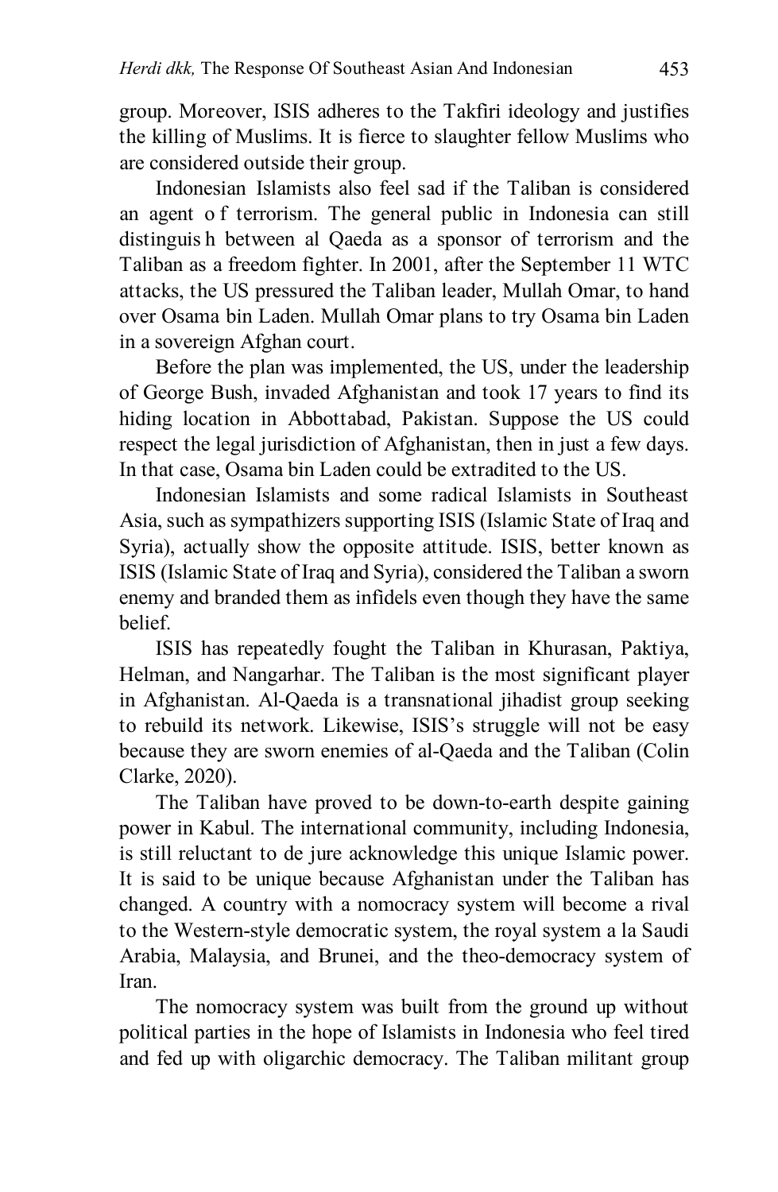group. Moreover, ISIS adheres to the Takfiri ideology and justifies the killing of Muslims. It is fierce to slaughter fellow Muslims who are considered outside their group.

Indonesian Islamists also feel sad if the Taliban is considered an agent o f terrorism. The general public in Indonesia can still distinguis h between al Qaeda as a sponsor of terrorism and the Taliban as a freedom fighter. In 2001, after the September 11 WTC attacks, the US pressured the Taliban leader, Mullah Omar, to hand over Osama bin Laden. Mullah Omar plans to try Osama bin Laden in a sovereign Afghan court.

Before the plan was implemented, the US, under the leadership of George Bush, invaded Afghanistan and took 17 years to find its hiding location in Abbottabad, Pakistan. Suppose the US could respect the legal jurisdiction of Afghanistan, then in just a few days. In that case, Osama bin Laden could be extradited to the US.

Indonesian Islamists and some radical Islamists in Southeast Asia, such as sympathizers supporting ISIS (Islamic State of Iraq and Syria), actually show the opposite attitude. ISIS, better known as ISIS (Islamic State of Iraq and Syria), considered the Taliban a sworn enemy and branded them as infidels even though they have the same belief.

ISIS has repeatedly fought the Taliban in Khurasan, Paktiya, Helman, and Nangarhar. The Taliban is the most significant player in Afghanistan. Al-Qaeda is a transnational jihadist group seeking to rebuild its network. Likewise, ISIS's struggle will not be easy because they are sworn enemies of al-Qaeda and the Taliban (Colin Clarke, 2020).

The Taliban have proved to be down-to-earth despite gaining power in Kabul. The international community, including Indonesia, is still reluctant to de jure acknowledge this unique Islamic power. It is said to be unique because Afghanistan under the Taliban has changed. A country with a nomocracy system will become a rival to the Western-style democratic system, the royal system a la Saudi Arabia, Malaysia, and Brunei, and the theo-democracy system of Iran.

The nomocracy system was built from the ground up without political parties in the hope of Islamists in Indonesia who feel tired and fed up with oligarchic democracy. The Taliban militant group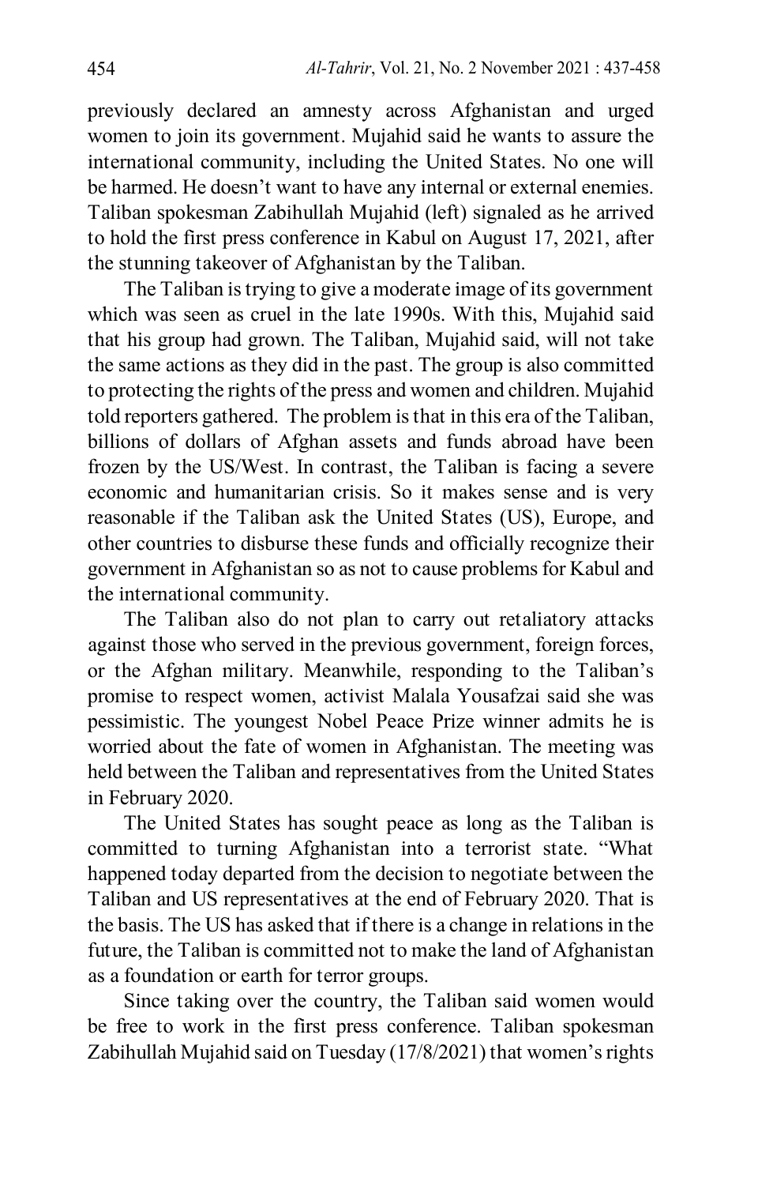previously declared an amnesty across Afghanistan and urged women to join its government. Mujahid said he wants to assure the international community, including the United States. No one will be harmed. He doesn't want to have any internal or external enemies. Taliban spokesman Zabihullah Mujahid (left) signaled as he arrived to hold the first press conference in Kabul on August 17, 2021, after the stunning takeover of Afghanistan by the Taliban.

The Taliban is trying to give a moderate image of its government which was seen as cruel in the late 1990s. With this, Mujahid said that his group had grown. The Taliban, Mujahid said, will not take the same actions as they did in the past. The group is also committed to protecting the rights of the press and women and children. Mujahid told reporters gathered. The problem is that in this era of the Taliban, billions of dollars of Afghan assets and funds abroad have been frozen by the US/West. In contrast, the Taliban is facing a severe economic and humanitarian crisis. So it makes sense and is very reasonable if the Taliban ask the United States (US), Europe, and other countries to disburse these funds and officially recognize their government in Afghanistan so as not to cause problems for Kabul and the international community.

The Taliban also do not plan to carry out retaliatory attacks against those who served in the previous government, foreign forces, or the Afghan military. Meanwhile, responding to the Taliban's promise to respect women, activist Malala Yousafzai said she was pessimistic. The youngest Nobel Peace Prize winner admits he is worried about the fate of women in Afghanistan. The meeting was held between the Taliban and representatives from the United States in February 2020.

The United States has sought peace as long as the Taliban is committed to turning Afghanistan into a terrorist state. "What happened today departed from the decision to negotiate between the Taliban and US representatives at the end of February 2020. That is the basis. The US has asked that if there is a change in relations in the future, the Taliban is committed not to make the land of Afghanistan as a foundation or earth for terror groups.

Since taking over the country, the Taliban said women would be free to work in the first press conference. Taliban spokesman Zabihullah Mujahid said on Tuesday (17/8/2021) that women's rights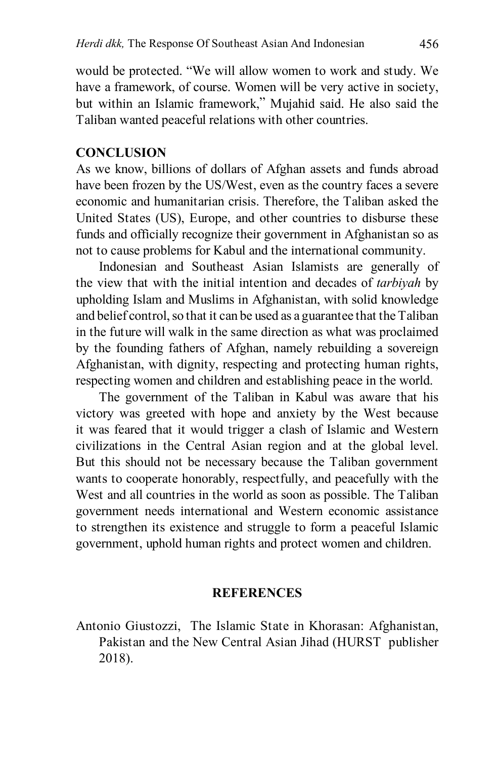would be protected. "We will allow women to work and study. We have a framework, of course. Women will be very active in society, but within an Islamic framework," Mujahid said. He also said the Taliban wanted peaceful relations with other countries.

## CONCLUSION

As we know, billions of dollars of Afghan assets and funds abroad have been frozen by the US/West, even as the country faces a severe economic and humanitarian crisis. Therefore, the Taliban asked the United States (US), Europe, and other countries to disburse these funds and officially recognize their government in Afghanistan so as not to cause problems for Kabul and the international community.

Indonesian and Southeast Asian Islamists are generally of the view that with the initial intention and decades of *tarbiyah* by upholding Islam and Muslims in Afghanistan, with solid knowledge and belief control, so that it can be used as a guarantee that the Taliban in the future will walk in the same direction as what was proclaimed by the founding fathers of Afghan, namely rebuilding a sovereign Afghanistan, with dignity, respecting and protecting human rights, respecting women and children and establishing peace in the world.

The government of the Taliban in Kabul was aware that his victory was greeted with hope and anxiety by the West because it was feared that it would trigger a clash of Islamic and Western civilizations in the Central Asian region and at the global level. But this should not be necessary because the Taliban government wants to cooperate honorably, respectfully, and peacefully with the West and all countries in the world as soon as possible. The Taliban government needs international and Western economic assistance to strengthen its existence and struggle to form a peaceful Islamic government, uphold human rights and protect women and children.

## REFERENCES

Antonio Giustozzi, The Islamic State in Khorasan: Afghanistan, Pakistan and the New Central Asian Jihad (HURST publisher 2018).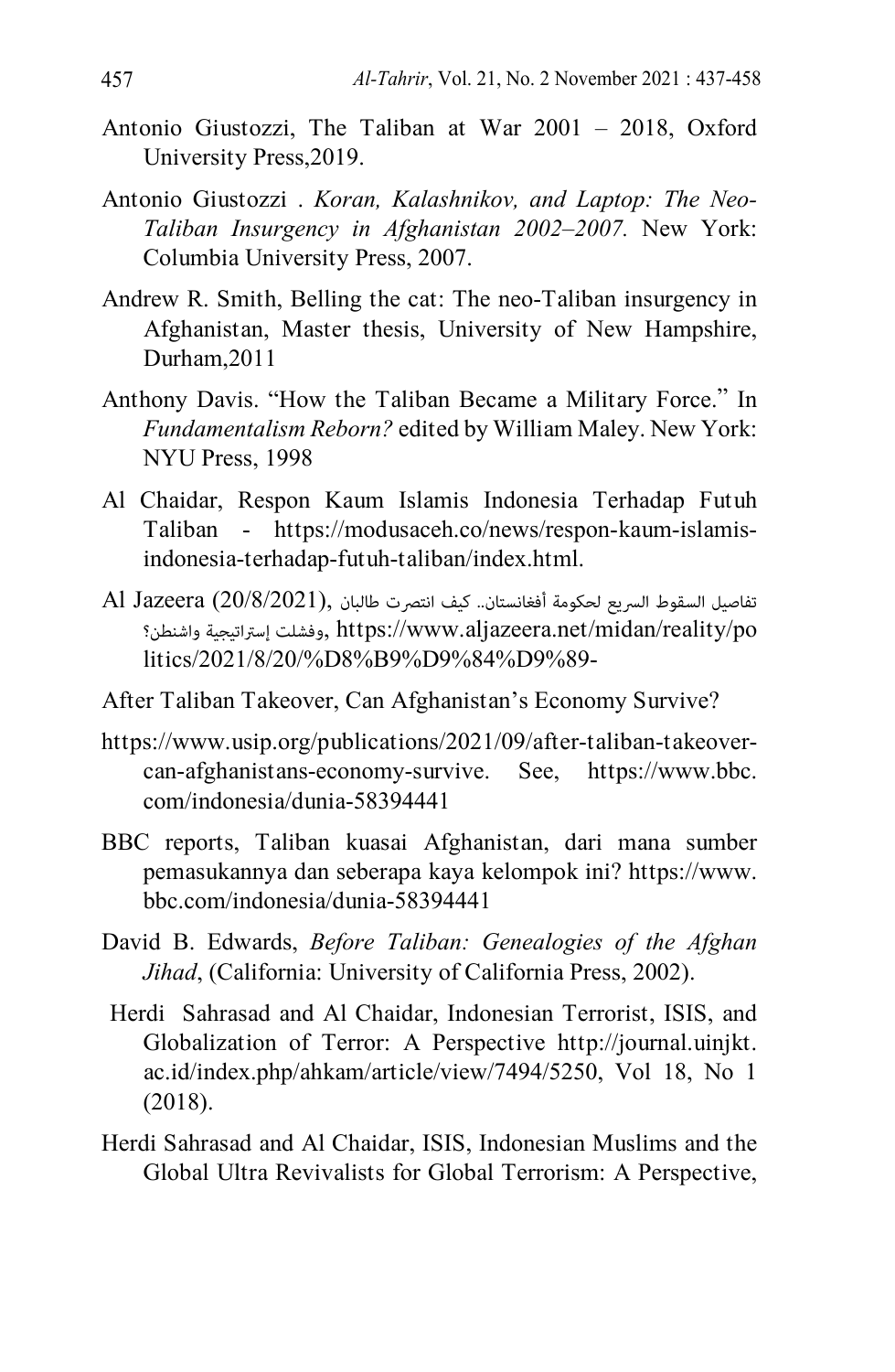Antonio Giustozzi, The Taliban at War 2001 – 2018, Oxford University Press,2019.

Antonio Giustozzi . *Koran, Kalashnikov, and Laptop: The Neo-Taliban Insurgency in Afghanistan 2002–2007.* New York: Columbia University Press, 2007.

Andrew R. Smith, Belling the cat: The neo-Taliban insurgency in Afghanistan, Master thesis, University of New Hampshire, Durham,2011

Anthony Davis. "How the Taliban Became a Military Force." In *Fundamentalism Reborn?* edited by William Maley. New York: NYU Press, 1998

Al Chaidar, Respon Kaum Islamis Indonesia Terhadap Futuh Taliban - https://modusaceh.co/news/respon-kaum-islamis-indonesia-terhadap-futuh-taliban/index.html.

Al Jazeera (20/8/2021), تفاصيل السقوط السريع لحكومة أفغانستان.. كيف انتصرت طالبان وفشلت إستراتيجية واشنطن؟, https://www.aljazeera.net/midan/reality/politics/2021/8/20/%D8%B9%D9%84%D9%89-

After Taliban Takeover, Can Afghanistan's Economy Survive?

https://www.usip.org/publications/2021/09/after-taliban-takeover-can-afghanistans-economy-survive. See, https://www.bbc.com/indonesia/dunia-58394441

BBC reports, Taliban kuasai Afghanistan, dari mana sumber pemasukannya dan seberapa kaya kelompok ini? https://www.bbc.com/indonesia/dunia-58394441

David B. Edwards, *Before Taliban: Genealogies of the Afghan Jihad*, (California: University of California Press, 2002).

Herdi Sahrasad and Al Chaidar, Indonesian Terrorist, ISIS, and Globalization of Terror: A Perspective http://journal.uinjkt.ac.id/index.php/ahkam/article/view/7494/5250, Vol 18, No 1 (2018).

Herdi Sahrasad and Al Chaidar, ISIS, Indonesian Muslims and the Global Ultra Revivalists for Global Terrorism: A Perspective,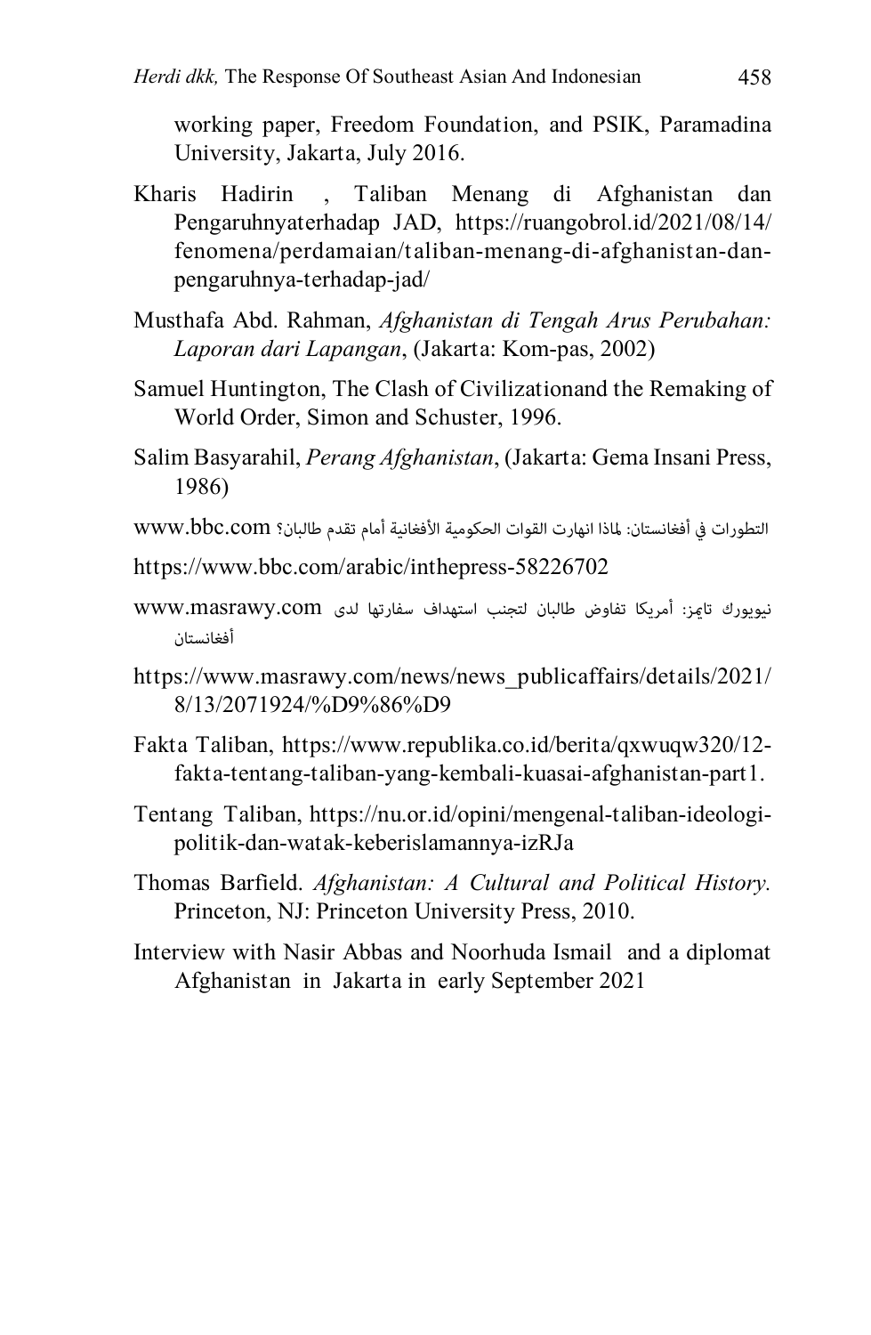working paper, Freedom Foundation, and PSIK, Paramadina University, Jakarta, July 2016.

Kharis Hadirin , Taliban Menang di Afghanistan dan Pengaruhnyaterhadap JAD, https://ruangobrol.id/2021/08/14/fenomena/perdamaian/taliban-menang-di-afghanistan-dan-pengaruhnya-terhadap-jad/

Musthafa Abd. Rahman, *Afghanistan di Tengah Arus Perubahan: Laporan dari Lapangan*, (Jakarta: Kom-pas, 2002)

Samuel Huntington, The Clash of Civilizationand the Remaking of World Order, Simon and Schuster, 1996.

Salim Basyarahil, *Perang Afghanistan*, (Jakarta: Gema Insani Press, 1986)

التطورات في أفغانستان: لماذا انهارت القوات الحكومية الأفغانية أمام تقدم طالبان؟ www.bbc.com

https://www.bbc.com/arabic/inthepress-58226702

نيويورك تايمز: أمريكا تفاوض طالبان لتجنب استهداف سفارتها لدى أفغانستان www.masrawy.com

https://www.masrawy.com/news/news_publicaffairs/details/2021/8/13/2071924/%D9%86%D9

Fakta Taliban, https://www.republika.co.id/berita/qxwuqw320/12-fakta-tentang-taliban-yang-kembali-kuasai-afghanistan-part1.

Tentang Taliban, https://nu.or.id/opini/mengenal-taliban-ideologi-politik-dan-watak-keberislamannya-izRJa

Thomas Barfield. *Afghanistan: A Cultural and Political History*. Princeton, NJ: Princeton University Press, 2010.

Interview with Nasir Abbas and Noorhuda Ismail and a diplomat Afghanistan in Jakarta in early September 2021